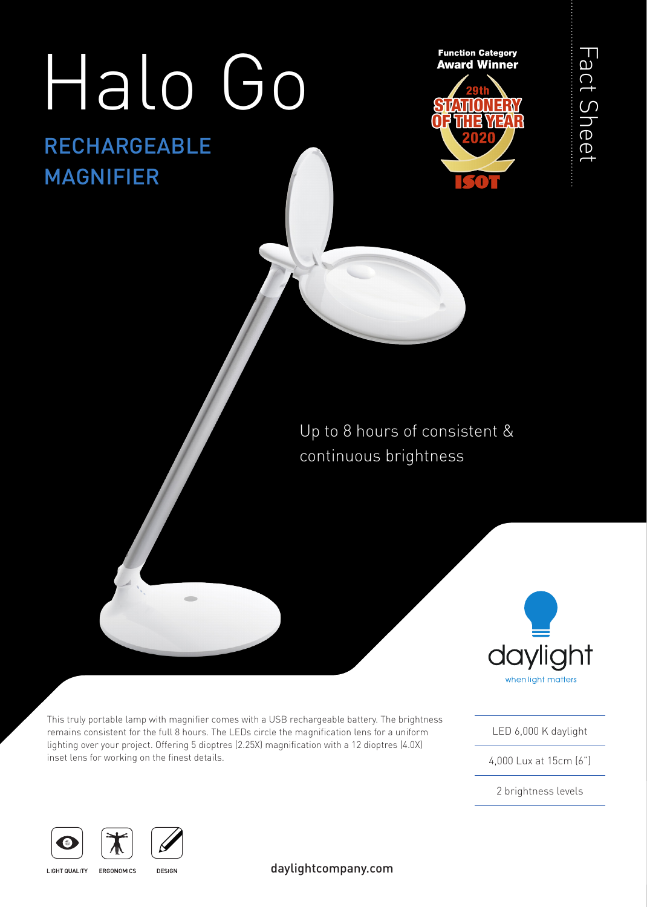# Halo Go

## RECHARGEABLE MAGNIFIER

Fact Sheet

Function Category Award Winner

29th STATIONERY OF THE YEAR 2020

ISOT

Up to 8 hours of consistent & continuous brightness

daylight

when light matters

This truly portable lamp with magnifier comes with a USB rechargeable battery. The brightness remains consistent for the full 8 hours. The LEDs circle the magnification lens for a uniform lighting over your project. Offering 5 dioptres (2.25X) magnification with a 12 dioptres (4.0X) inset lens for working on the finest details.

- LED 6,000 K daylight
- 4,000 Lux at 15cm (6")
- 2 brightness levels

LIGHT QUALITY | ERGONOMICS | DESIGN

daylightcompany.com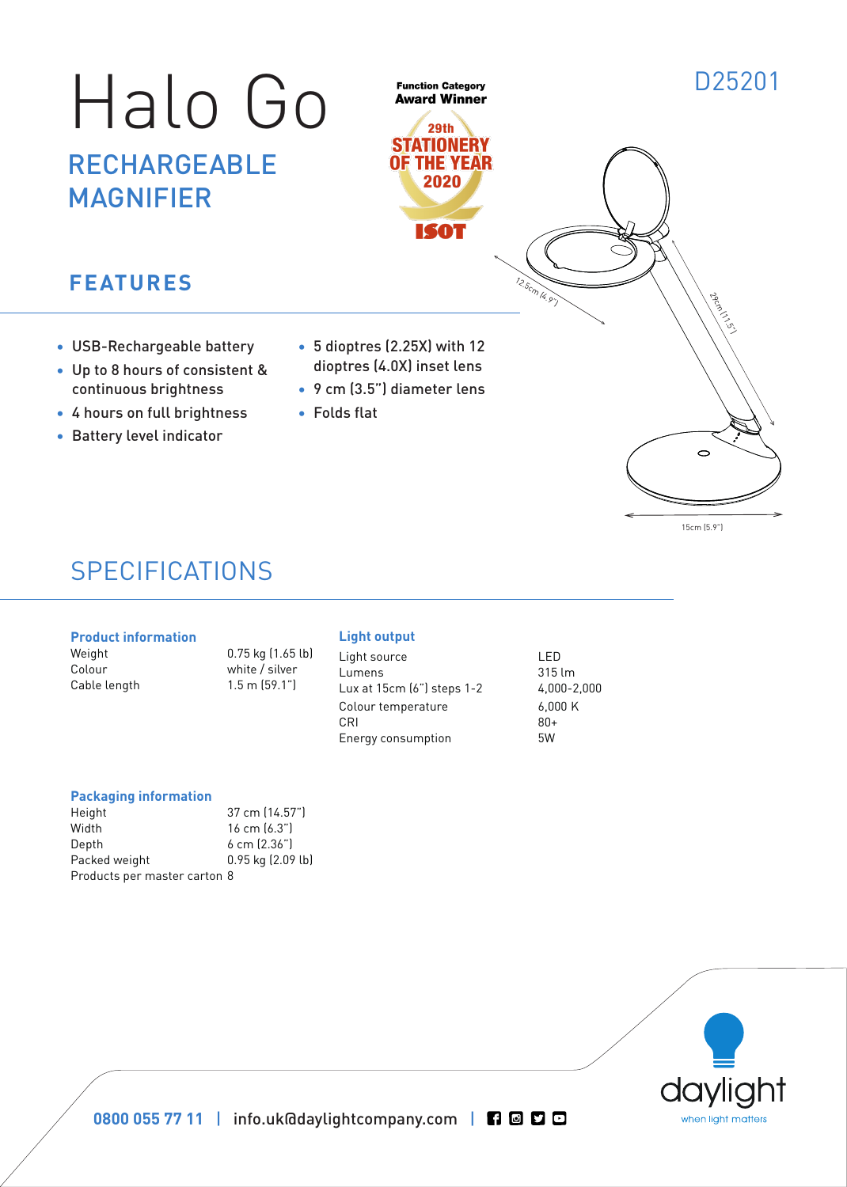# Halo Go

D25201

## RECHARGEABLE MAGNIFIER

Function Category Award Winner
29th STATIONERY OF THE YEAR 2020
ISOT

## FEATURES

- USB-Rechargeable battery
- Up to 8 hours of consistent & continuous brightness
- 4 hours on full brightness
- Battery level indicator
- 5 dioptres (2.25X) with 12 dioptres (4.0X) inset lens
- 9 cm (3.5") diameter lens
- Folds flat

12.5cm (4.9")
29cm (11.5")
15cm (5.9")

## SPECIFICATIONS

### Product information

| | |
|---|---|
| Weight | 0.75 kg (1.65 lb) |
| Colour | white / silver |
| Cable length | 1.5 m (59.1") |

### Light output

| | |
|---|---|
| Light source | LED |
| Lumens | 315 lm |
| Lux at 15cm (6") steps 1-2 | 4,000-2,000 |
| Colour temperature | 6,000 K |
| CRI | 80+ |
| Energy consumption | 5W |

### Packaging information

| | |
|---|---|
| Height | 37 cm (14.57") |
| Width | 16 cm (6.3") |
| Depth | 6 cm (2.36") |
| Packed weight | 0.95 kg (2.09 lb) |
| Products per master carton | 8 |

0800 055 77 11 | info.uk@daylightcompany.com |

daylight
when light matters